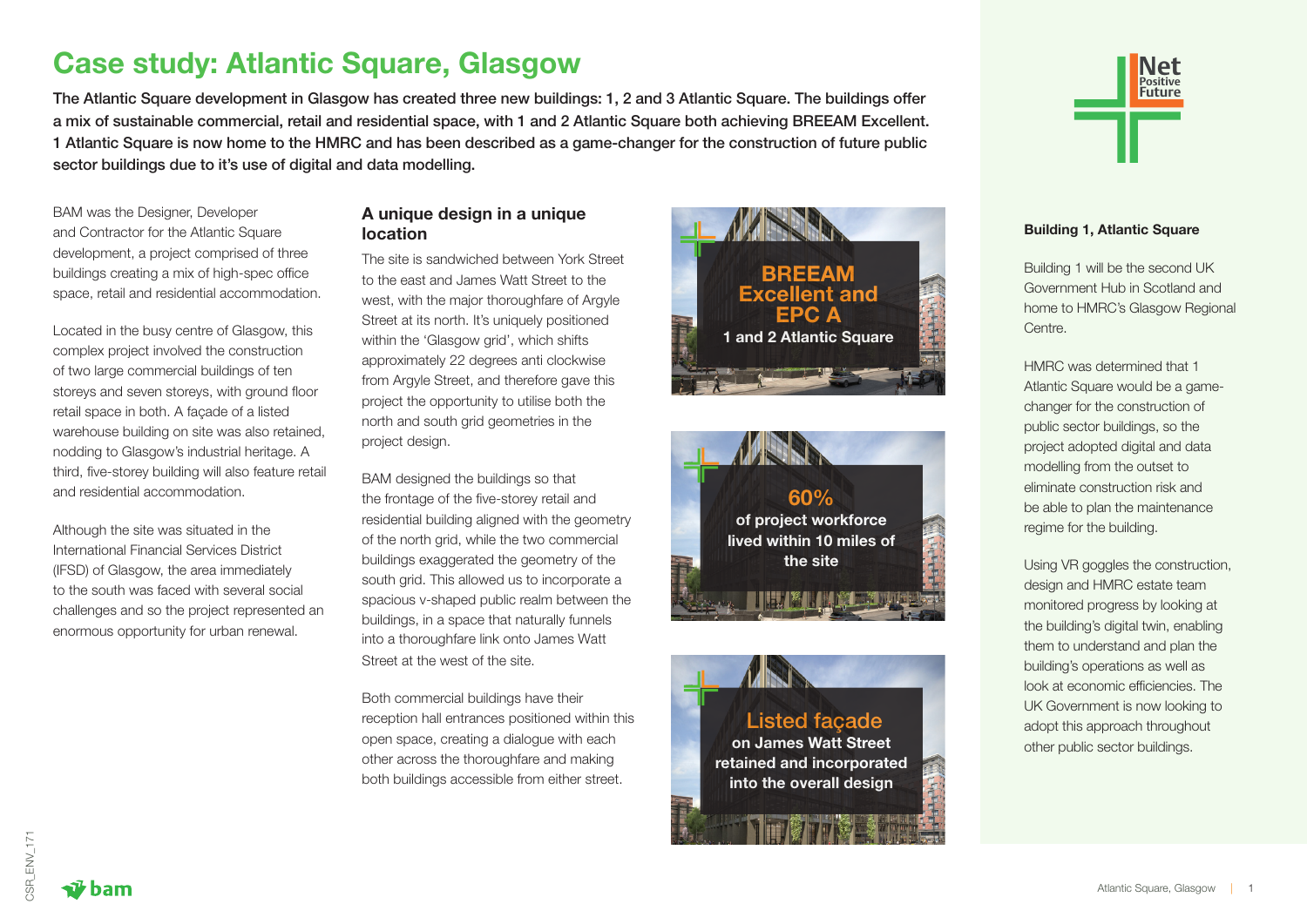# Case study: Atlantic Square, Glasgow

**The Atlantic Square development in Glasgow has created three new buildings: 1, 2 and 3 Atlantic Square. The buildings offer a mix of sustainable commercial, retail and residential space, with 1 and 2 Atlantic Square both achieving BREEAM Excellent. 1 Atlantic Square is now home to the HMRC and has been described as a game-changer for the construction of future public sector buildings due to it's use of digital and data modelling.**

BAM was the Designer, Developer and Contractor for the Atlantic Square development, a project comprised of three buildings creating a mix of high-spec office space, retail and residential accommodation.

Located in the busy centre of Glasgow, this complex project involved the construction of two large commercial buildings of ten storeys and seven storeys, with ground floor retail space in both. A façade of a listed warehouse building on site was also retained, nodding to Glasgow's industrial heritage. A third, five-storey building will also feature retail and residential accommodation.

Although the site was situated in the International Financial Services District (IFSD) of Glasgow, the area immediately to the south was faced with several social challenges and so the project represented an enormous opportunity for urban renewal.

## A unique design in a unique location

The site is sandwiched between York Street to the east and James Watt Street to the west, with the major thoroughfare of Argyle Street at its north. It's uniquely positioned within the 'Glasgow grid', which shifts approximately 22 degrees anti clockwise from Argyle Street, and therefore gave this project the opportunity to utilise both the north and south grid geometries in the project design.

BAM designed the buildings so that the frontage of the five-storey retail and residential building aligned with the geometry of the north grid, while the two commercial buildings exaggerated the geometry of the south grid. This allowed us to incorporate a spacious v-shaped public realm between the buildings, in a space that naturally funnels into a thoroughfare link onto James Watt Street at the west of the site.

Both commercial buildings have their reception hall entrances positioned within this open space, creating a dialogue with each other across the thoroughfare and making both buildings accessible from either street.

**BREEAM Excellent and EPC A**
**1 and 2 Atlantic Square**

**60%**
**of project workforce lived within 10 miles of the site**

**Listed façade**
**on James Watt Street retained and incorporated into the overall design**

### Building 1, Atlantic Square

Building 1 will be the second UK Government Hub in Scotland and home to HMRC's Glasgow Regional Centre.

HMRC was determined that 1 Atlantic Square would be a game-changer for the construction of public sector buildings, so the project adopted digital and data modelling from the outset to eliminate construction risk and be able to plan the maintenance regime for the building.

Using VR goggles the construction, design and HMRC estate team monitored progress by looking at the building's digital twin, enabling them to understand and plan the building's operations as well as look at economic efficiencies. The UK Government is now looking to adopt this approach throughout other public sector buildings.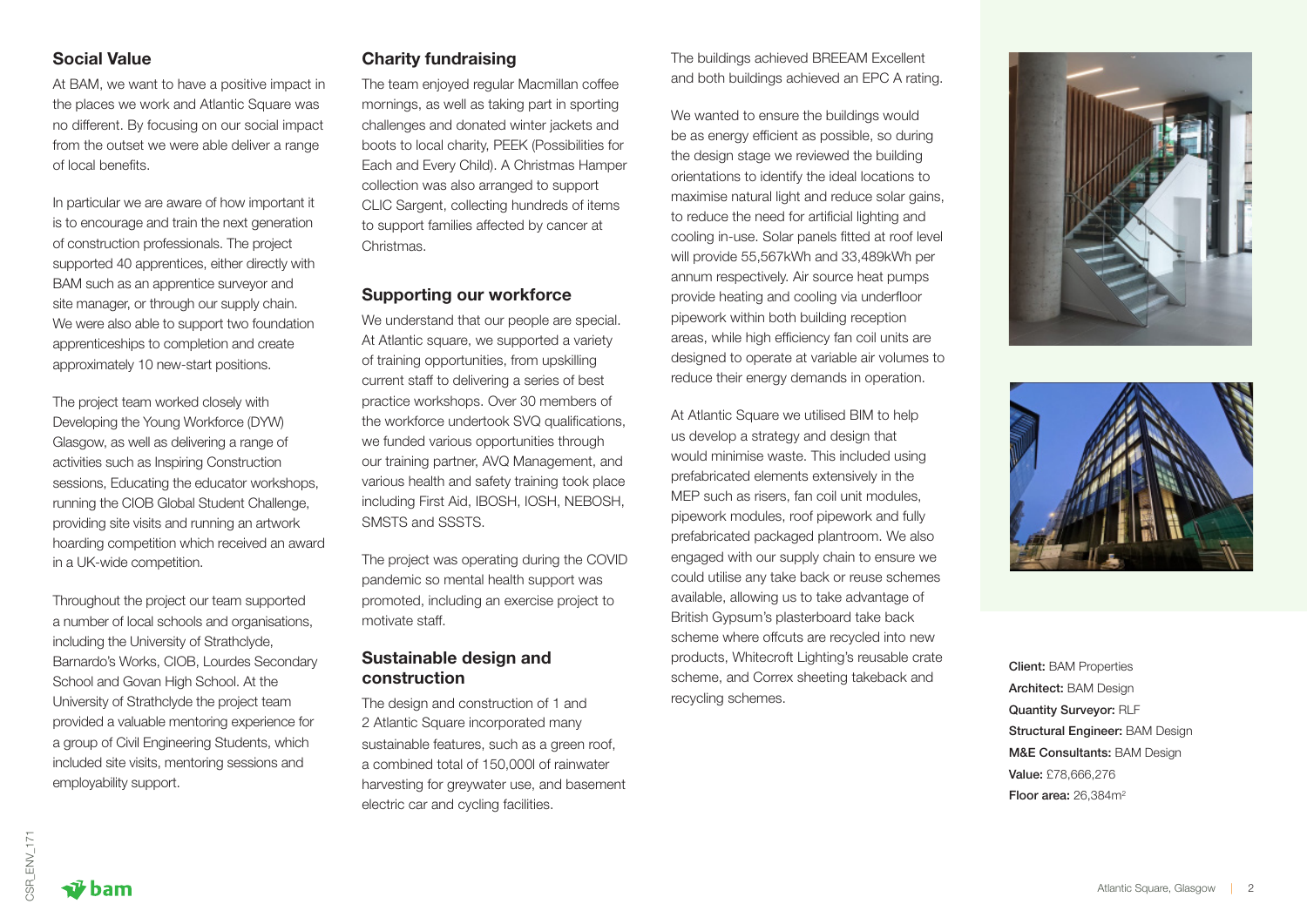## Social Value

At BAM, we want to have a positive impact in the places we work and Atlantic Square was no different. By focusing on our social impact from the outset we were able deliver a range of local benefits.

In particular we are aware of how important it is to encourage and train the next generation of construction professionals. The project supported 40 apprentices, either directly with BAM such as an apprentice surveyor and site manager, or through our supply chain. We were also able to support two foundation apprenticeships to completion and create approximately 10 new-start positions.

The project team worked closely with Developing the Young Workforce (DYW) Glasgow, as well as delivering a range of activities such as Inspiring Construction sessions, Educating the educator workshops, running the CIOB Global Student Challenge, providing site visits and running an artwork hoarding competition which received an award in a UK-wide competition.

Throughout the project our team supported a number of local schools and organisations, including the University of Strathclyde, Barnardo's Works, CIOB, Lourdes Secondary School and Govan High School. At the University of Strathclyde the project team provided a valuable mentoring experience for a group of Civil Engineering Students, which included site visits, mentoring sessions and employability support.

## Charity fundraising

The team enjoyed regular Macmillan coffee mornings, as well as taking part in sporting challenges and donated winter jackets and boots to local charity, PEEK (Possibilities for Each and Every Child). A Christmas Hamper collection was also arranged to support CLIC Sargent, collecting hundreds of items to support families affected by cancer at Christmas.

## Supporting our workforce

We understand that our people are special. At Atlantic square, we supported a variety of training opportunities, from upskilling current staff to delivering a series of best practice workshops. Over 30 members of the workforce undertook SVQ qualifications, we funded various opportunities through our training partner, AVQ Management, and various health and safety training took place including First Aid, IBOSH, IOSH, NEBOSH, SMSTS and SSSTS.

The project was operating during the COVID pandemic so mental health support was promoted, including an exercise project to motivate staff.

## Sustainable design and construction

The design and construction of 1 and 2 Atlantic Square incorporated many sustainable features, such as a green roof, a combined total of 150,000l of rainwater harvesting for greywater use, and basement electric car and cycling facilities.

The buildings achieved BREEAM Excellent and both buildings achieved an EPC A rating.

We wanted to ensure the buildings would be as energy efficient as possible, so during the design stage we reviewed the building orientations to identify the ideal locations to maximise natural light and reduce solar gains, to reduce the need for artificial lighting and cooling in-use. Solar panels fitted at roof level will provide 55,567kWh and 33,489kWh per annum respectively. Air source heat pumps provide heating and cooling via underfloor pipework within both building reception areas, while high efficiency fan coil units are designed to operate at variable air volumes to reduce their energy demands in operation.

At Atlantic Square we utilised BIM to help us develop a strategy and design that would minimise waste. This included using prefabricated elements extensively in the MEP such as risers, fan coil unit modules, pipework modules, roof pipework and fully prefabricated packaged plantroom. We also engaged with our supply chain to ensure we could utilise any take back or reuse schemes available, allowing us to take advantage of British Gypsum's plasterboard take back scheme where offcuts are recycled into new products, Whitecroft Lighting's reusable crate scheme, and Correx sheeting takeback and recycling schemes.

**Client:** BAM Properties
**Architect:** BAM Design
**Quantity Surveyor:** RLF
**Structural Engineer:** BAM Design
**M&E Consultants:** BAM Design
**Value:** £78,666,276
**Floor area:** 26,384m²